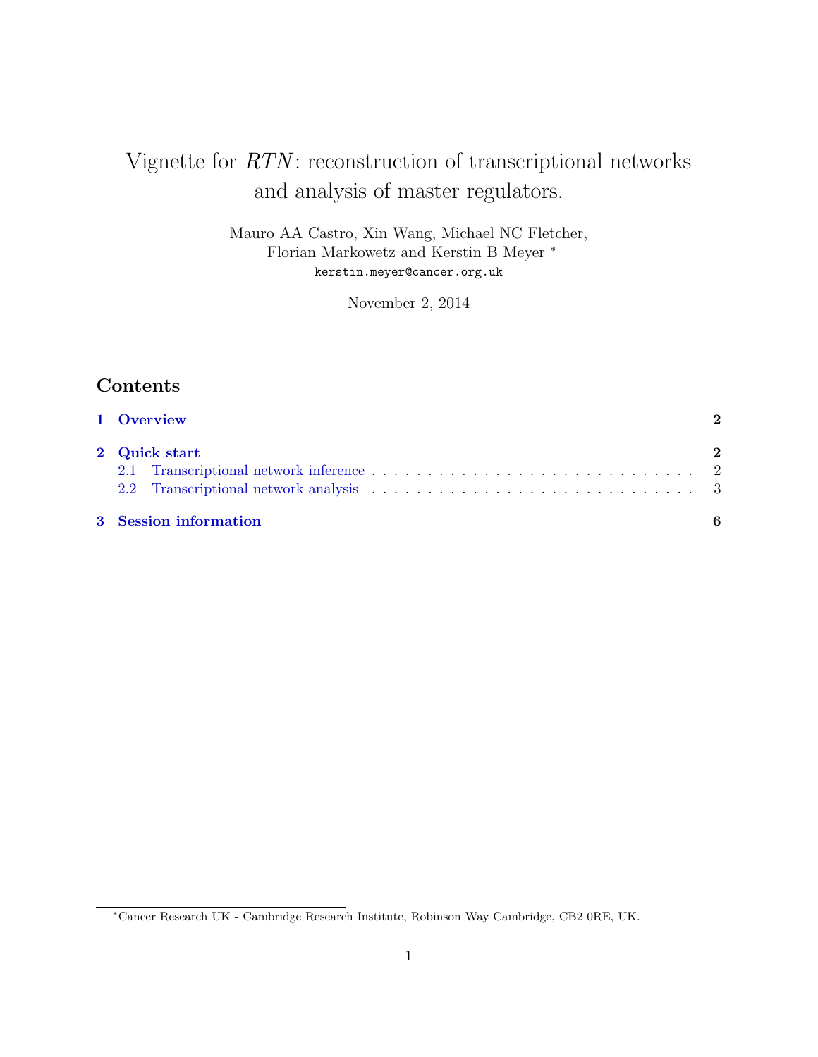# Vignette for *RTN*: reconstruction of transcriptional networks and analysis of master regulators.

Mauro AA Castro, Xin Wang, Michael NC Fletcher,
Florian Markowetz and Kerstin B Meyer [*]
`kerstin.meyer@cancer.org.uk`

November 2, 2014

## Contents

- **1 Overview** — **2**
- **2 Quick start** — **2**
  - 2.1 Transcriptional network inference — 2
  - 2.2 Transcriptional network analysis — 3
- **3 Session information** — **6**

---

[*] Cancer Research UK - Cambridge Research Institute, Robinson Way Cambridge, CB2 0RE, UK.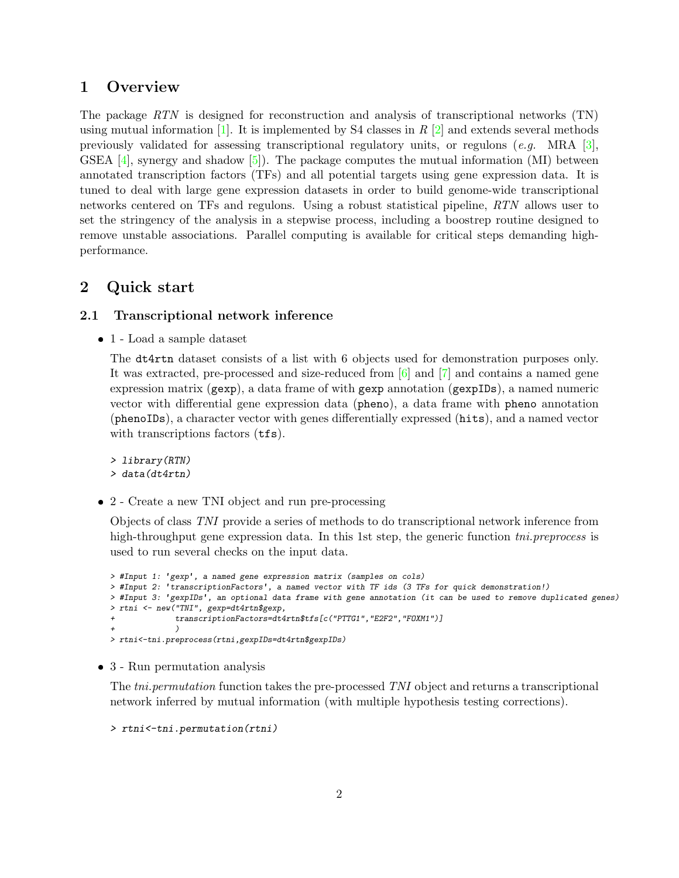# 1 Overview

The package *RTN* is designed for reconstruction and analysis of transcriptional networks (TN) using mutual information [1]. It is implemented by S4 classes in *R* [2] and extends several methods previously validated for assessing transcriptional regulatory units, or regulons (*e.g.* MRA [3], GSEA [4], synergy and shadow [5]). The package computes the mutual information (MI) between annotated transcription factors (TFs) and all potential targets using gene expression data. It is tuned to deal with large gene expression datasets in order to build genome-wide transcriptional networks centered on TFs and regulons. Using a robust statistical pipeline, *RTN* allows user to set the stringency of the analysis in a stepwise process, including a boostrep routine designed to remove unstable associations. Parallel computing is available for critical steps demanding high-performance.

# 2 Quick start

## 2.1 Transcriptional network inference

- 1 - Load a sample dataset

  The `dt4rtn` dataset consists of a list with 6 objects used for demonstration purposes only. It was extracted, pre-processed and size-reduced from [6] and [7] and contains a named gene expression matrix (`gexp`), a data frame of with `gexp` annotation (`gexpIDs`), a named numeric vector with differential gene expression data (`pheno`), a data frame with `pheno` annotation (`phenoIDs`), a character vector with genes differentially expressed (`hits`), and a named vector with transcriptions factors (`tfs`).

```
> library(RTN)
> data(dt4rtn)
```

- 2 - Create a new TNI object and run pre-processing

  Objects of class *TNI* provide a series of methods to do transcriptional network inference from high-throughput gene expression data. In this 1st step, the generic function *tni.preprocess* is used to run several checks on the input data.

```
> #Input 1: 'gexp', a named gene expression matrix (samples on cols)
> #Input 2: 'transcriptionFactors', a named vector with TF ids (3 TFs for quick demonstration!)
> #Input 3: 'gexpIDs', an optional data frame with gene annotation (it can be used to remove duplicated genes)
> rtni <- new("TNI", gexp=dt4rtn$gexp,
+             transcriptionFactors=dt4rtn$tfs[c("PTTG1","E2F2","FOXM1")]
+             )
> rtni<-tni.preprocess(rtni,gexpIDs=dt4rtn$gexpIDs)
```

- 3 - Run permutation analysis

  The *tni.permutation* function takes the pre-processed *TNI* object and returns a transcriptional network inferred by mutual information (with multiple hypothesis testing corrections).

```
> rtni<-tni.permutation(rtni)
```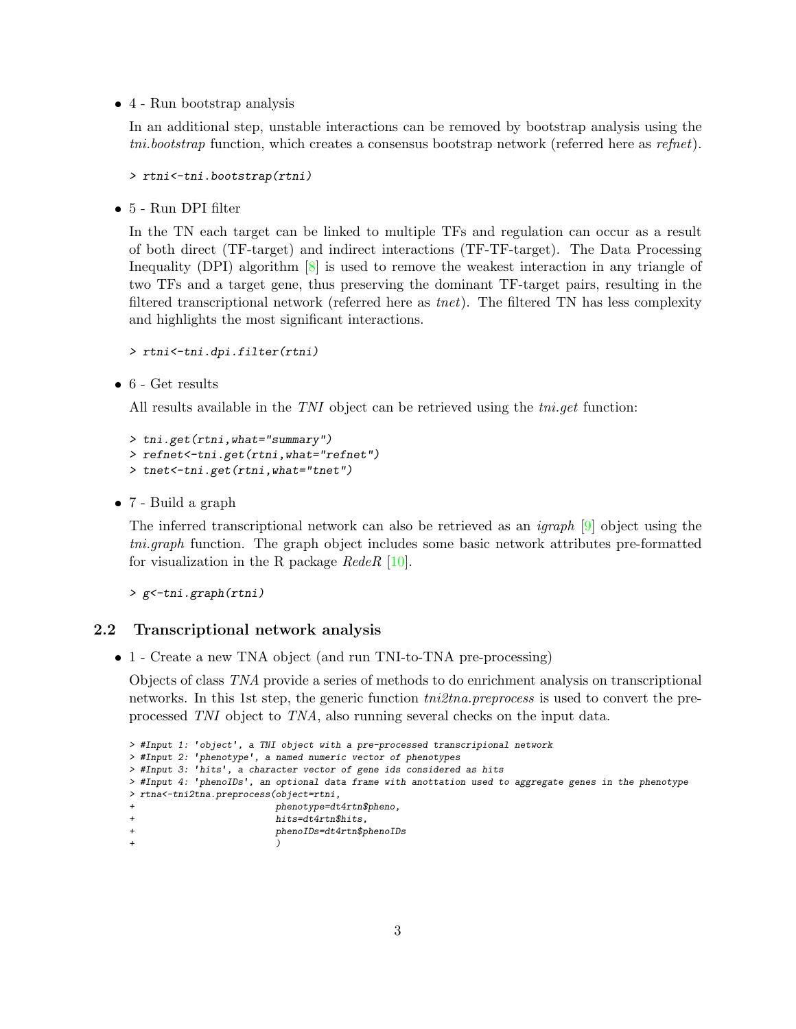- 4 - Run bootstrap analysis

  In an additional step, unstable interactions can be removed by bootstrap analysis using the *tni.bootstrap* function, which creates a consensus bootstrap network (referred here as *refnet*).

```
> rtni<-tni.bootstrap(rtni)
```

- 5 - Run DPI filter

  In the TN each target can be linked to multiple TFs and regulation can occur as a result of both direct (TF-target) and indirect interactions (TF-TF-target). The Data Processing Inequality (DPI) algorithm [8] is used to remove the weakest interaction in any triangle of two TFs and a target gene, thus preserving the dominant TF-target pairs, resulting in the filtered transcriptional network (referred here as *tnet*). The filtered TN has less complexity and highlights the most significant interactions.

```
> rtni<-tni.dpi.filter(rtni)
```

- 6 - Get results

  All results available in the *TNI* object can be retrieved using the *tni.get* function:

```
> tni.get(rtni,what="summary")
> refnet<-tni.get(rtni,what="refnet")
> tnet<-tni.get(rtni,what="tnet")
```

- 7 - Build a graph

  The inferred transcriptional network can also be retrieved as an *igraph* [9] object using the *tni.graph* function. The graph object includes some basic network attributes pre-formatted for visualization in the R package *RedeR* [10].

```
> g<-tni.graph(rtni)
```

## 2.2 Transcriptional network analysis

- 1 - Create a new TNA object (and run TNI-to-TNA pre-processing)

  Objects of class *TNA* provide a series of methods to do enrichment analysis on transcriptional networks. In this 1st step, the generic function *tni2tna.preprocess* is used to convert the pre-processed *TNI* object to *TNA*, also running several checks on the input data.

```
> #Input 1: 'object', a TNI object with a pre-processed transcripional network
> #Input 2: 'phenotype', a named numeric vector of phenotypes
> #Input 3: 'hits', a character vector of gene ids considered as hits
> #Input 4: 'phenoIDs', an optional data frame with anottation used to aggregate genes in the phenotype
> rtna<-tni2tna.preprocess(object=rtni,
+                          phenotype=dt4rtn$pheno,
+                          hits=dt4rtn$hits,
+                          phenoIDs=dt4rtn$phenoIDs
+                          )
```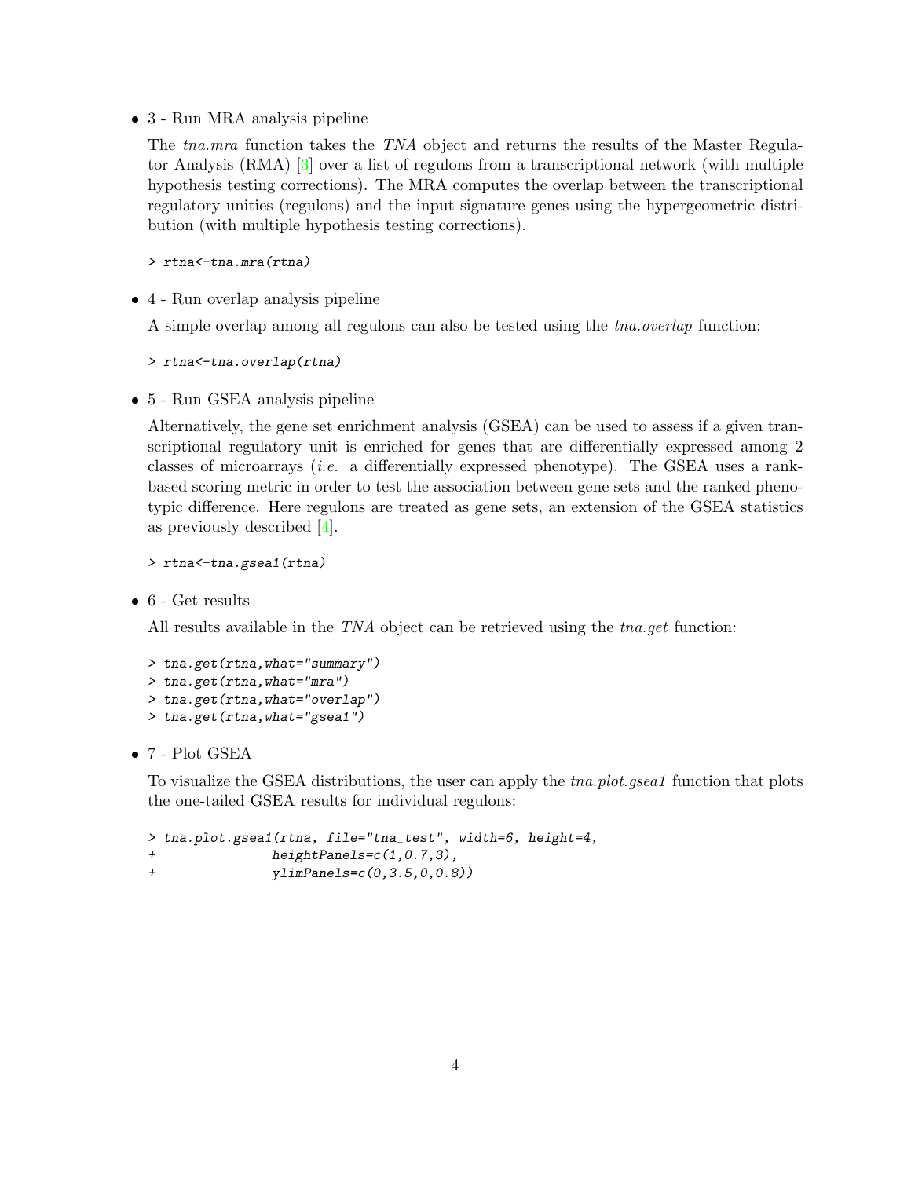- 3 - Run MRA analysis pipeline

  The *tna.mra* function takes the *TNA* object and returns the results of the Master Regulator Analysis (RMA) [3] over a list of regulons from a transcriptional network (with multiple hypothesis testing corrections). The MRA computes the overlap between the transcriptional regulatory unities (regulons) and the input signature genes using the hypergeometric distribution (with multiple hypothesis testing corrections).

```
> rtna<-tna.mra(rtna)
```

- 4 - Run overlap analysis pipeline

  A simple overlap among all regulons can also be tested using the *tna.overlap* function:

```
> rtna<-tna.overlap(rtna)
```

- 5 - Run GSEA analysis pipeline

  Alternatively, the gene set enrichment analysis (GSEA) can be used to assess if a given transcriptional regulatory unit is enriched for genes that are differentially expressed among 2 classes of microarrays (*i.e.* a differentially expressed phenotype). The GSEA uses a rank-based scoring metric in order to test the association between gene sets and the ranked phenotypic difference. Here regulons are treated as gene sets, an extension of the GSEA statistics as previously described [4].

```
> rtna<-tna.gsea1(rtna)
```

- 6 - Get results

  All results available in the *TNA* object can be retrieved using the *tna.get* function:

```
> tna.get(rtna,what="summary")
> tna.get(rtna,what="mra")
> tna.get(rtna,what="overlap")
> tna.get(rtna,what="gsea1")
```

- 7 - Plot GSEA

  To visualize the GSEA distributions, the user can apply the *tna.plot.gsea1* function that plots the one-tailed GSEA results for individual regulons:

```
> tna.plot.gsea1(rtna, file="tna_test", width=6, height=4,
+                heightPanels=c(1,0.7,3),
+                ylimPanels=c(0,3.5,0,0.8))
```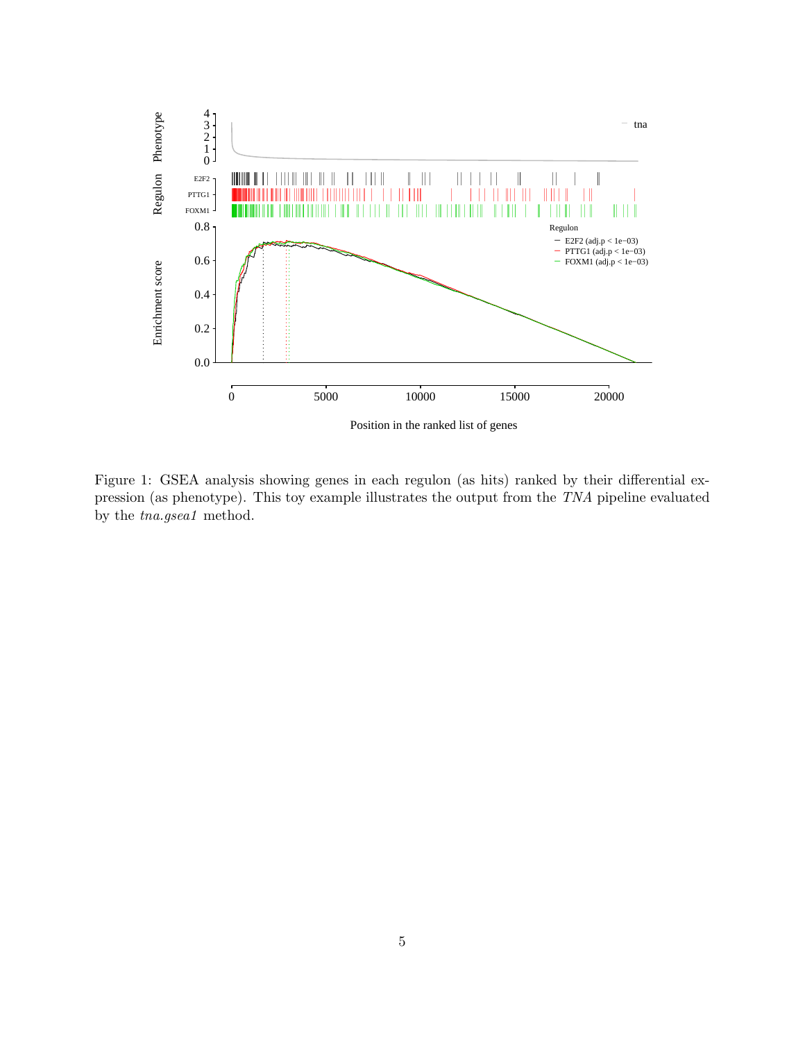Figure 1: GSEA analysis showing genes in each regulon (as hits) ranked by their differential expression (as phenotype). This toy example illustrates the output from the *TNA* pipeline evaluated by the *tna.gsea1* method.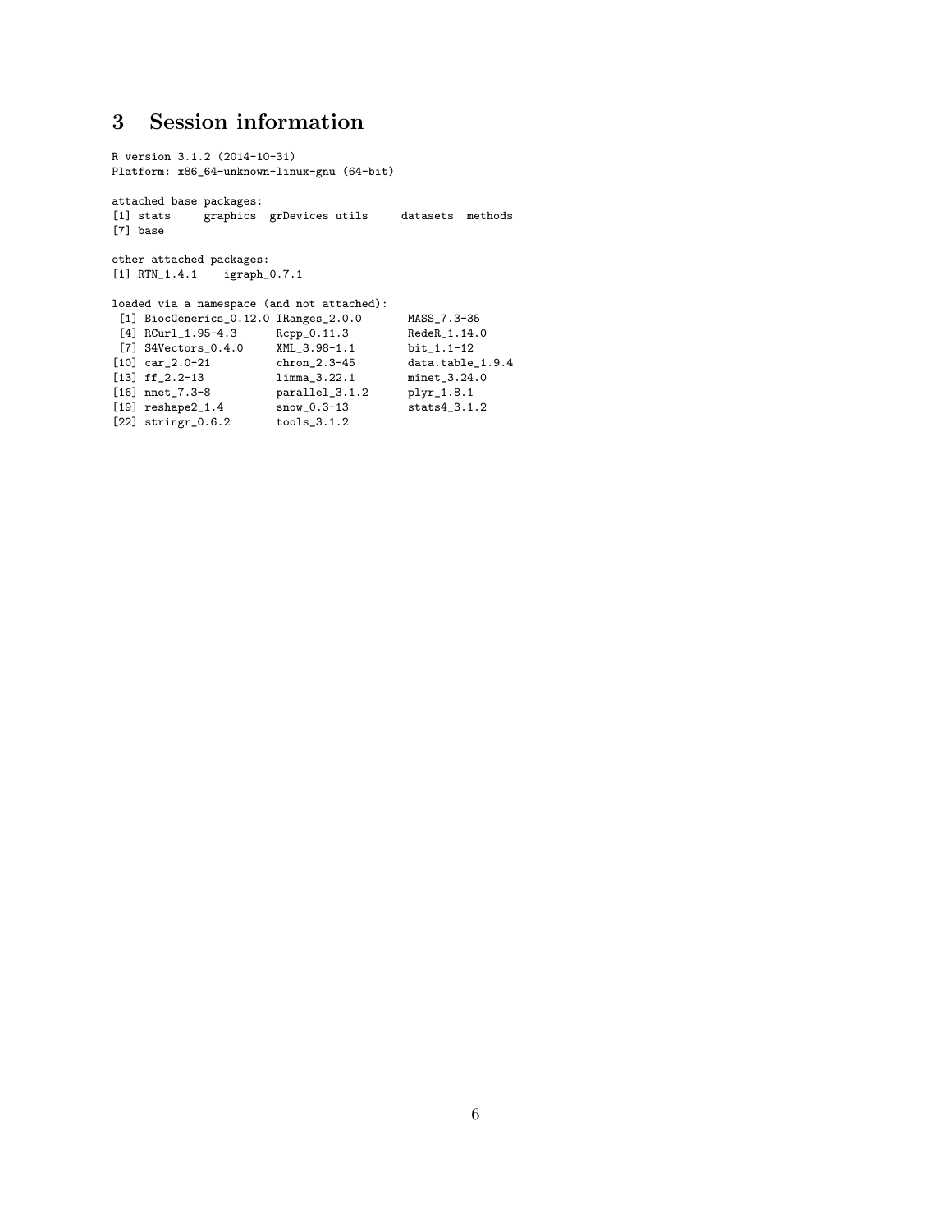## 3 Session information

```
R version 3.1.2 (2014-10-31)
Platform: x86_64-unknown-linux-gnu (64-bit)

attached base packages:
[1] stats     graphics  grDevices utils     datasets  methods  
[7] base     

other attached packages:
[1] RTN_1.4.1    igraph_0.7.1

loaded via a namespace (and not attached):
 [1] BiocGenerics_0.12.0 IRanges_2.0.0       MASS_7.3-35        
 [4] RCurl_1.95-4.3      Rcpp_0.11.3         RedeR_1.14.0       
 [7] S4Vectors_0.4.0     XML_3.98-1.1        bit_1.1-12         
[10] car_2.0-21          chron_2.3-45        data.table_1.9.4   
[13] ff_2.2-13           limma_3.22.1        minet_3.24.0       
[16] nnet_7.3-8          parallel_3.1.2      plyr_1.8.1         
[19] reshape2_1.4        snow_0.3-13         stats4_3.1.2       
[22] stringr_0.6.2       tools_3.1.2        
```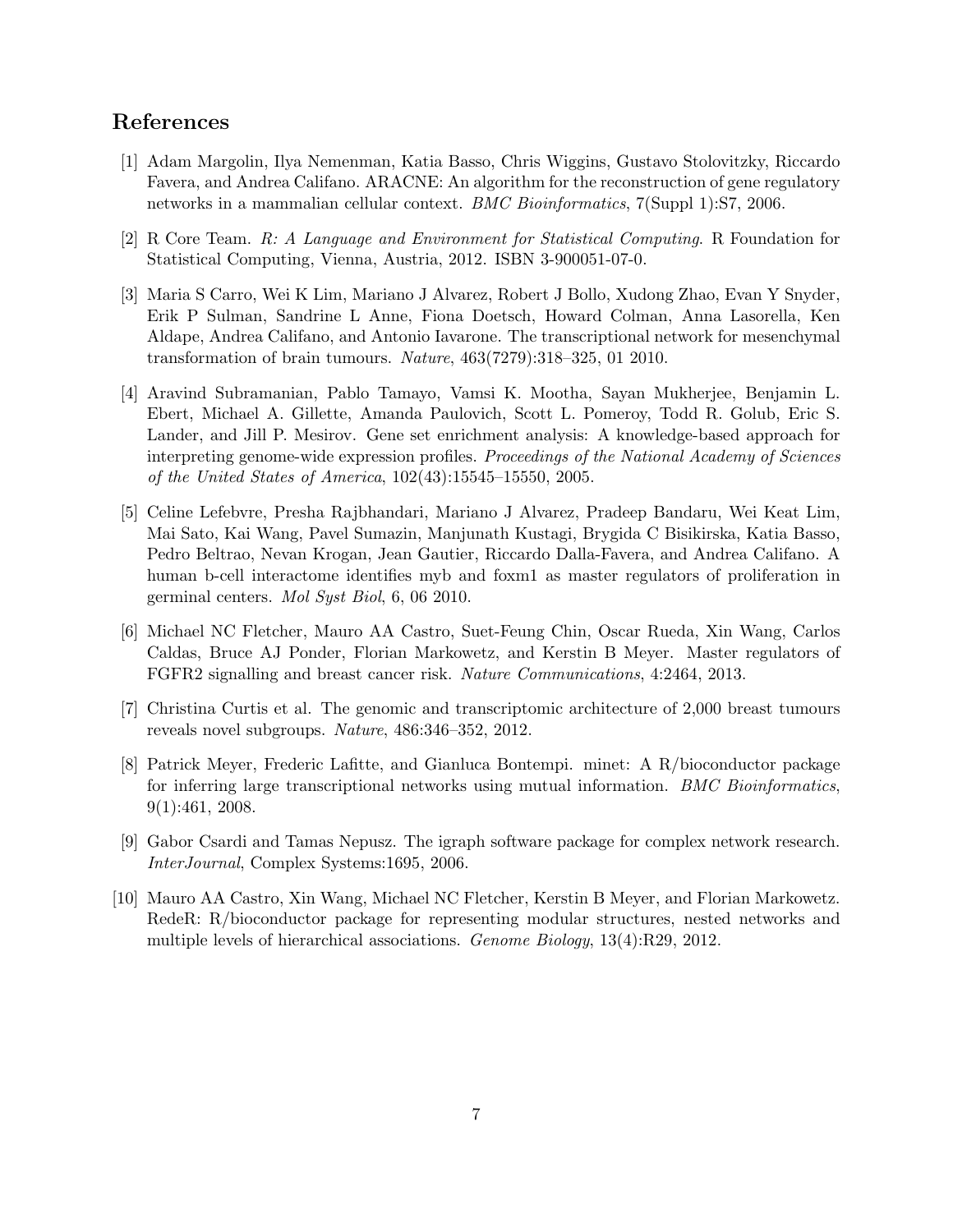## References

[1] Adam Margolin, Ilya Nemenman, Katia Basso, Chris Wiggins, Gustavo Stolovitzky, Riccardo Favera, and Andrea Califano. ARACNE: An algorithm for the reconstruction of gene regulatory networks in a mammalian cellular context. *BMC Bioinformatics*, 7(Suppl 1):S7, 2006.

[2] R Core Team. *R: A Language and Environment for Statistical Computing*. R Foundation for Statistical Computing, Vienna, Austria, 2012. ISBN 3-900051-07-0.

[3] Maria S Carro, Wei K Lim, Mariano J Alvarez, Robert J Bollo, Xudong Zhao, Evan Y Snyder, Erik P Sulman, Sandrine L Anne, Fiona Doetsch, Howard Colman, Anna Lasorella, Ken Aldape, Andrea Califano, and Antonio Iavarone. The transcriptional network for mesenchymal transformation of brain tumours. *Nature*, 463(7279):318–325, 01 2010.

[4] Aravind Subramanian, Pablo Tamayo, Vamsi K. Mootha, Sayan Mukherjee, Benjamin L. Ebert, Michael A. Gillette, Amanda Paulovich, Scott L. Pomeroy, Todd R. Golub, Eric S. Lander, and Jill P. Mesirov. Gene set enrichment analysis: A knowledge-based approach for interpreting genome-wide expression profiles. *Proceedings of the National Academy of Sciences of the United States of America*, 102(43):15545–15550, 2005.

[5] Celine Lefebvre, Presha Rajbhandari, Mariano J Alvarez, Pradeep Bandaru, Wei Keat Lim, Mai Sato, Kai Wang, Pavel Sumazin, Manjunath Kustagi, Brygida C Bisikirska, Katia Basso, Pedro Beltrao, Nevan Krogan, Jean Gautier, Riccardo Dalla-Favera, and Andrea Califano. A human b-cell interactome identifies myb and foxm1 as master regulators of proliferation in germinal centers. *Mol Syst Biol*, 6, 06 2010.

[6] Michael NC Fletcher, Mauro AA Castro, Suet-Feung Chin, Oscar Rueda, Xin Wang, Carlos Caldas, Bruce AJ Ponder, Florian Markowetz, and Kerstin B Meyer. Master regulators of FGFR2 signalling and breast cancer risk. *Nature Communications*, 4:2464, 2013.

[7] Christina Curtis et al. The genomic and transcriptomic architecture of 2,000 breast tumours reveals novel subgroups. *Nature*, 486:346–352, 2012.

[8] Patrick Meyer, Frederic Lafitte, and Gianluca Bontempi. minet: A R/bioconductor package for inferring large transcriptional networks using mutual information. *BMC Bioinformatics*, 9(1):461, 2008.

[9] Gabor Csardi and Tamas Nepusz. The igraph software package for complex network research. *InterJournal*, Complex Systems:1695, 2006.

[10] Mauro AA Castro, Xin Wang, Michael NC Fletcher, Kerstin B Meyer, and Florian Markowetz. RedeR: R/bioconductor package for representing modular structures, nested networks and multiple levels of hierarchical associations. *Genome Biology*, 13(4):R29, 2012.